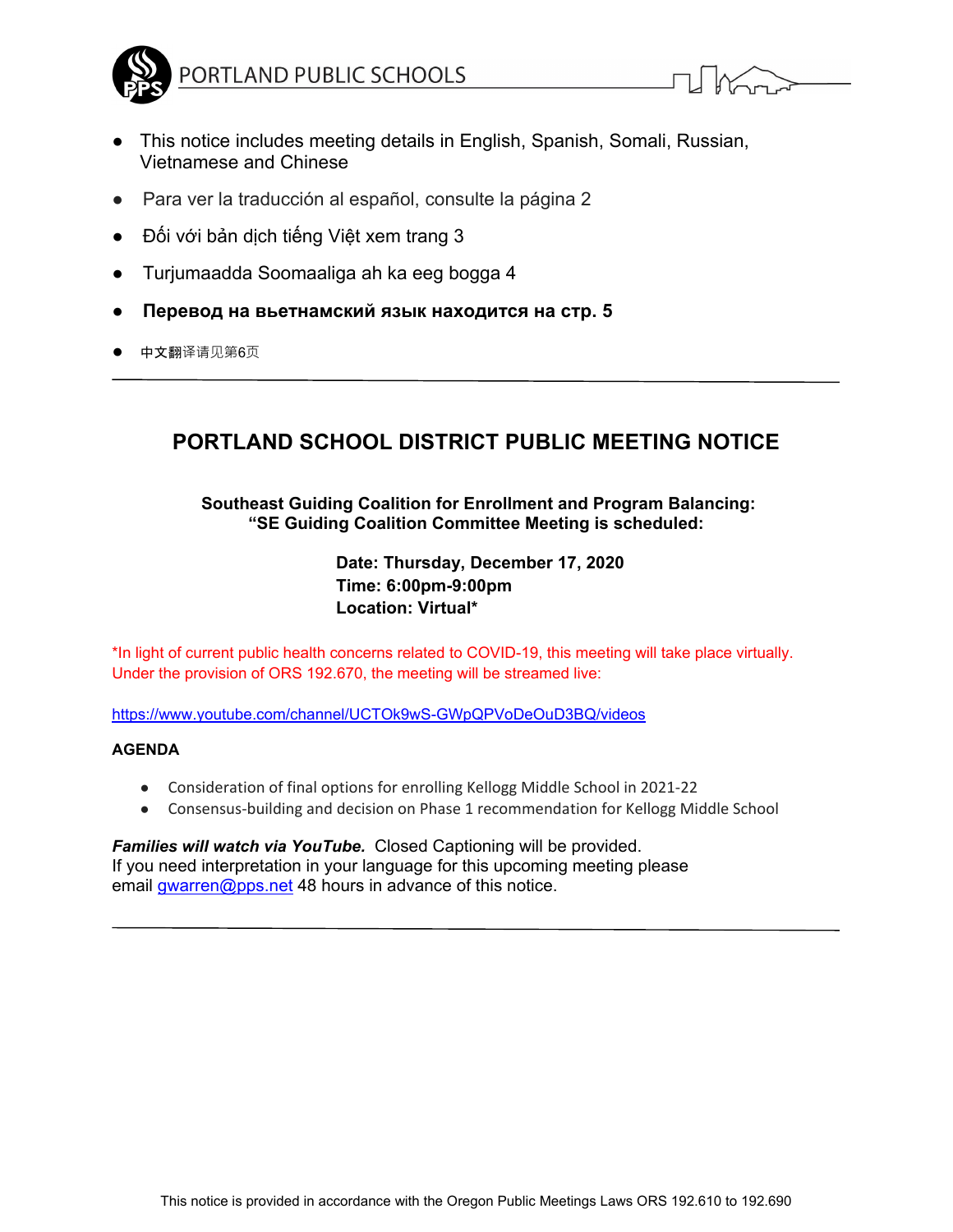PORTLAND PUBLIC SCHOOLS

- This notice includes meeting details in English, Spanish, Somali, Russian, Vietnamese and Chinese
- Para ver la traducción al español, consulte la página 2
- Đối với bản dịch tiếng Việt xem trang 3
- Turjumaadda Soomaaliga ah ka eeg bogga 4
- **Перевод на вьетнамский язык находится на стр. 5**
- 中文翻译请见第6页

---

# PORTLAND SCHOOL DISTRICT PUBLIC MEETING NOTICE

**Southeast Guiding Coalition for Enrollment and Program Balancing:**
**"SE Guiding Coalition Committee Meeting is scheduled:**

**Date: Thursday, December 17, 2020**
**Time: 6:00pm-9:00pm**
**Location: Virtual***

*In light of current public health concerns related to COVID-19, this meeting will take place virtually. Under the provision of ORS 192.670, the meeting will be streamed live:

https://www.youtube.com/channel/UCTOk9wS-GWpQPVoDeOuD3BQ/videos

**AGENDA**

- Consideration of final options for enrolling Kellogg Middle School in 2021-22
- Consensus-building and decision on Phase 1 recommendation for Kellogg Middle School

***Families will watch via YouTube.*** Closed Captioning will be provided.
If you need interpretation in your language for this upcoming meeting please email gwarren@pps.net 48 hours in advance of this notice.

---

This notice is provided in accordance with the Oregon Public Meetings Laws ORS 192.610 to 192.690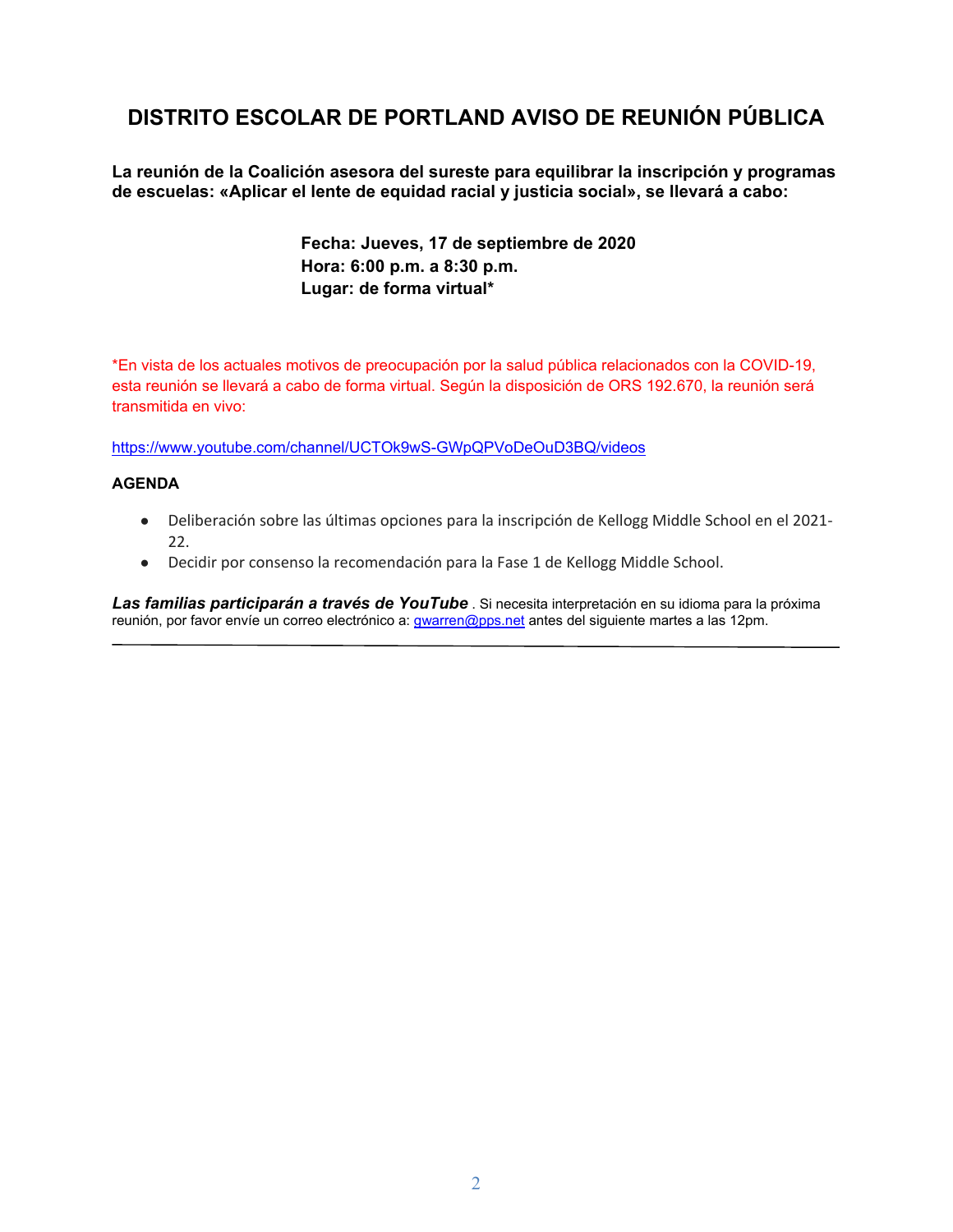# DISTRITO ESCOLAR DE PORTLAND AVISO DE REUNIÓN PÚBLICA

**La reunión de la Coalición asesora del sureste para equilibrar la inscripción y programas de escuelas: «Aplicar el lente de equidad racial y justicia social», se llevará a cabo:**

**Fecha: Jueves, 17 de septiembre de 2020**
**Hora: 6:00 p.m. a 8:30 p.m.**
**Lugar: de forma virtual***

*En vista de los actuales motivos de preocupación por la salud pública relacionados con la COVID-19, esta reunión se llevará a cabo de forma virtual. Según la disposición de ORS 192.670, la reunión será transmitida en vivo:

https://www.youtube.com/channel/UCTOk9wS-GWpQPVoDeOuD3BQ/videos

**AGENDA**

- Deliberación sobre las últimas opciones para la inscripción de Kellogg Middle School en el 2021-22.
- Decidir por consenso la recomendación para la Fase 1 de Kellogg Middle School.

***Las familias participarán a través de YouTube*** . Si necesita interpretación en su idioma para la próxima reunión, por favor envíe un correo electrónico a: gwarren@pps.net antes del siguiente martes a las 12pm.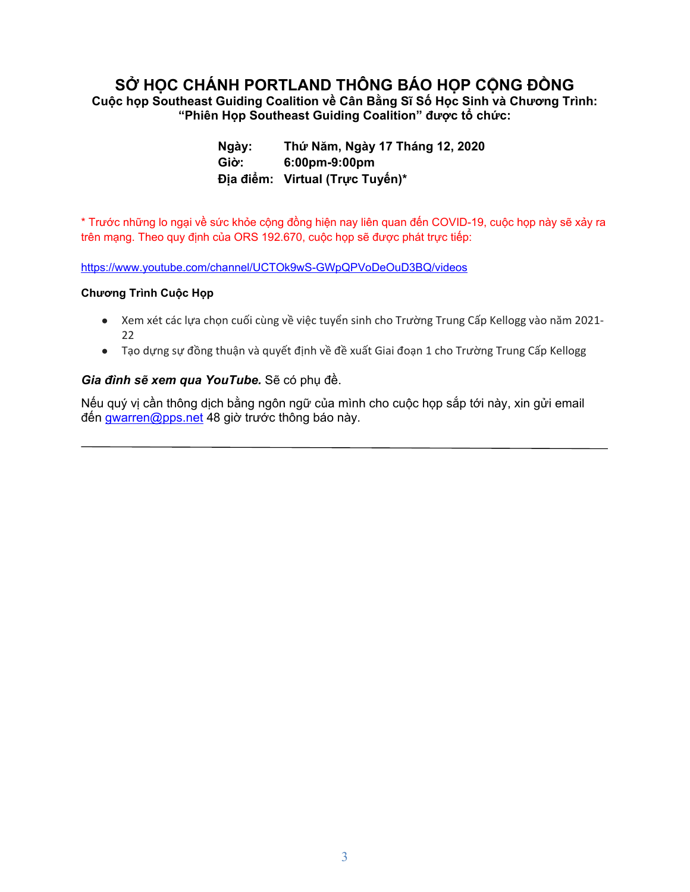# SỞ HỌC CHÁNH PORTLAND THÔNG BÁO HỌP CỘNG ĐỒNG

**Cuộc họp Southeast Guiding Coalition về Cân Bằng Sĩ Số Học Sinh và Chương Trình: "Phiên Họp Southeast Guiding Coalition" được tổ chức:**

**Ngày:** **Thứ Năm, Ngày 17 Tháng 12, 2020**
**Giờ:** **6:00pm-9:00pm**
**Địa điểm:** **Virtual (Trực Tuyến)***

* Trước những lo ngại về sức khỏe cộng đồng hiện nay liên quan đến COVID-19, cuộc họp này sẽ xảy ra trên mạng. Theo quy định của ORS 192.670, cuộc họp sẽ được phát trực tiếp:

https://www.youtube.com/channel/UCTOk9wS-GWpQPVoDeOuD3BQ/videos

**Chương Trình Cuộc Họp**

- Xem xét các lựa chọn cuối cùng về việc tuyển sinh cho Trường Trung Cấp Kellogg vào năm 2021-22
- Tạo dựng sự đồng thuận và quyết định về đề xuất Giai đoạn 1 cho Trường Trung Cấp Kellogg

***Gia đình sẽ xem qua YouTube.*** Sẽ có phụ đề.

Nếu quý vị cần thông dịch bằng ngôn ngữ của mình cho cuộc họp sắp tới này, xin gửi email đến gwarren@pps.net 48 giờ trước thông báo này.

---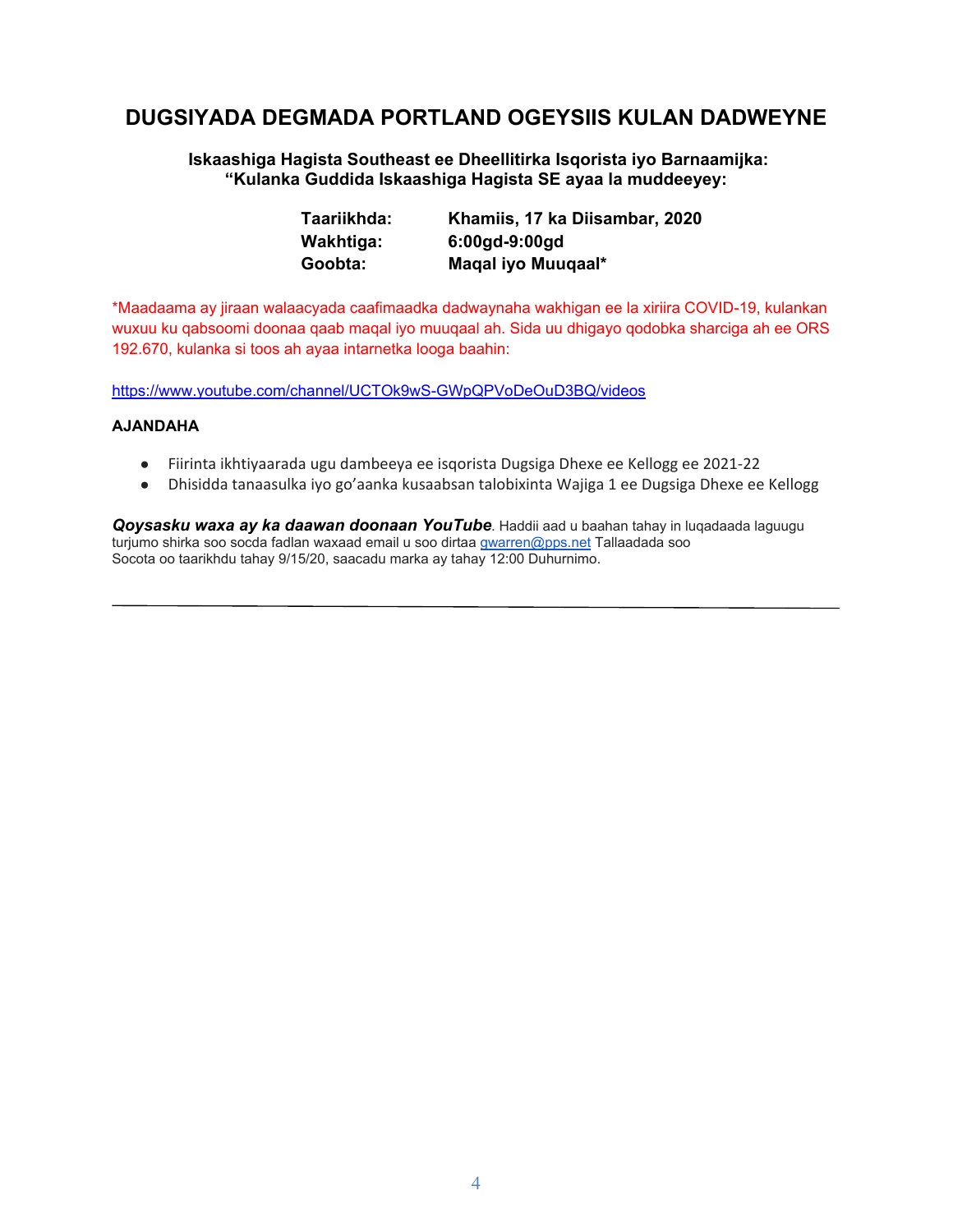# DUGSIYADA DEGMADA PORTLAND OGEYSIIS KULAN DADWEYNE

**Iskaashiga Hagista Southeast ee Dheellitirka Isqorista iyo Barnaamijka: "Kulanka Guddida Iskaashiga Hagista SE ayaa la muddeeyey:**

| | |
|---|---|
| **Taariikhda:** | **Khamiis, 17 ka Diisambar, 2020** |
| **Wakhtiga:** | **6:00gd-9:00gd** |
| **Goobta:** | **Maqal iyo Muuqaal*** |

*Maadaama ay jiraan walaacyada caafimaadka dadwaynaha wakhtigan ee la xiriira COVID-19, kulankan wuxuu ku qabsoomi doonaa qaab maqal iyo muuqaal ah. Sida uu dhigayo qodobka sharciga ah ee ORS 192.670, kulanka si toos ah ayaa intarnetka looga baahin:

https://www.youtube.com/channel/UCTOk9wS-GWpQPVoDeOuD3BQ/videos

**AJANDAHA**

- Fiirinta ikhtiyaarada ugu dambeeya ee isqorista Dugsiga Dhexe ee Kellogg ee 2021-22
- Dhisidda tanaasulka iyo go'aanka kusaabsan talobixinta Wajiga 1 ee Dugsiga Dhexe ee Kellogg

***Qoysasku waxa ay ka daawan doonaan YouTube***. Haddii aad u baahan tahay in luqadaada laguugu turjumo shirka soo socda fadlan waxaad email u soo dirtaa gwarren@pps.net Tallaadada soo Socota oo taarikhdu tahay 9/15/20, saacadu marka ay tahay 12:00 Duhurnimo.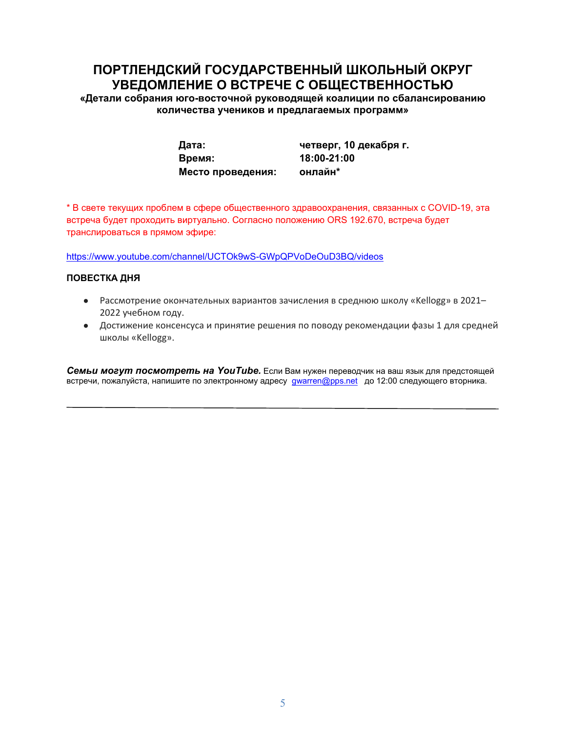# ПОРТЛЕНДСКИЙ ГОСУДАРСТВЕННЫЙ ШКОЛЬНЫЙ ОКРУГ
# УВЕДОМЛЕНИЕ О ВСТРЕЧЕ С ОБЩЕСТВЕННОСТЬЮ

**«Детали собрания юго-восточной руководящей коалиции по сбалансированию количества учеников и предлагаемых программ»**

| | |
|---|---|
| **Дата:** | **четверг, 10 декабря г.** |
| **Время:** | **18:00-21:00** |
| **Место проведения:** | **онлайн*** |

* В свете текущих проблем в сфере общественного здравоохранения, связанных с COVID-19, эта встреча будет проходить виртуально. Согласно положению ORS 192.670, встреча будет транслироваться в прямом эфире:

https://www.youtube.com/channel/UCTOk9wS-GWpQPVoDeOuD3BQ/videos

**ПОВЕСТКА ДНЯ**

- Рассмотрение окончательных вариантов зачисления в среднюю школу «Kellogg» в 2021–2022 учебном году.
- Достижение консенсуса и принятие решения по поводу рекомендации фазы 1 для средней школы «Kellogg».

***Семьи могут посмотреть на YouTube.*** Если Вам нужен переводчик на ваш язык для предстоящей встречи, пожалуйста, напишите по электронному адресу gwarren@pps.net до 12:00 следующего вторника.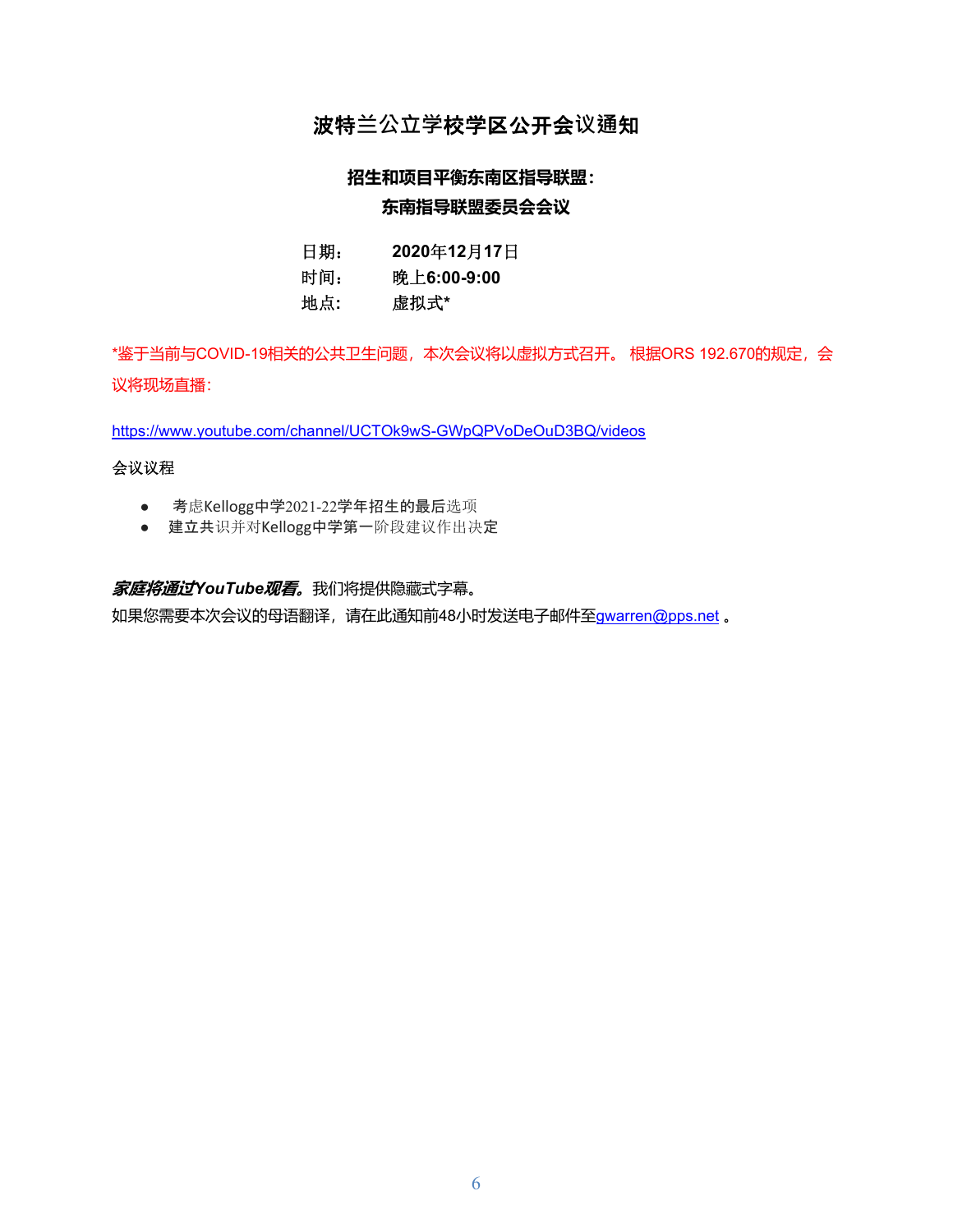# 波特兰公立学校学区公开会议通知

## 招生和项目平衡东南区指导联盟：
## 东南指导联盟委员会会议

日期： **2020年12月17日**
时间： **晚上6:00-9:00**
地点: **虚拟式***

*鉴于当前与COVID-19相关的公共卫生问题，本次会议将以虚拟方式召开。 根据ORS 192.670的规定，会议将现场直播:

https://www.youtube.com/channel/UCTOk9wS-GWpQPVoDeOuD3BQ/videos

会议议程

- 考虑Kellogg中学2021-22学年招生的最后选项
- 建立共识并对Kellogg中学第一阶段建议作出决定

***家庭将通过YouTube观看。***我们将提供隐藏式字幕。
如果您需要本次会议的母语翻译，请在此通知前48小时发送电子邮件至gwarren@pps.net 。